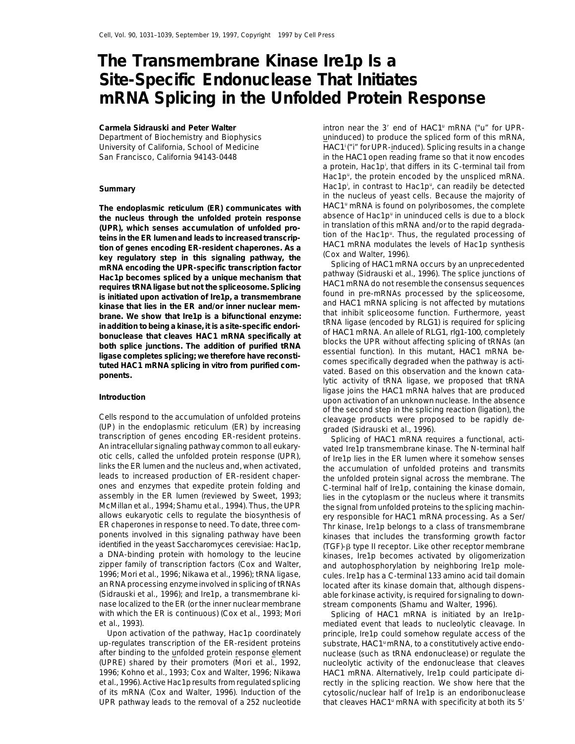# The Transmembrane Kinase Ire1p Is a Site-Specific Endonuclease That Initiates mRNA Splicing in the Unfolded Protein Response

**Carmela Sidrauski and Peter Walter**
Department of Biochemistry and Biophysics
University of California, School of Medicine
San Francisco, California 94143-0448

## Summary

**The endoplasmic reticulum (ER) communicates with the nucleus through the unfolded protein response (UPR), which senses accumulation of unfolded proteins in the ER lumen and leads to increased transcription of genes encoding ER-resident chaperones. As a key regulatory step in this signaling pathway, the mRNA encoding the UPR-specific transcription factor Hac1p becomes spliced by a unique mechanism that requires tRNA ligase but not the spliceosome. Splicing is initiated upon activation of Ire1p, a transmembrane kinase that lies in the ER and/or inner nuclear membrane. We show that Ire1p is a bifunctional enzyme: in addition to being a kinase, it is a site-specific endoribonuclease that cleaves HAC1 mRNA specifically at both splice junctions. The addition of purified tRNA ligase completes splicing; we therefore have reconstituted HAC1 mRNA splicing in vitro from purified components.**

## Introduction

Cells respond to the accumulation of unfolded proteins (UP) in the endoplasmic reticulum (ER) by increasing transcription of genes encoding ER-resident proteins. An intracellular signaling pathway common to all eukaryotic cells, called the unfolded protein response (UPR), links the ER lumen and the nucleus and, when activated, leads to increased production of ER-resident chaperones and enzymes that expedite protein folding and assembly in the ER lumen (reviewed by Sweet, 1993; McMillan et al., 1994; Shamu et al., 1994). Thus, the UPR allows eukaryotic cells to regulate the biosynthesis of ER chaperones in response to need. To date, three components involved in this signaling pathway have been identified in the yeast Saccharomyces cerevisiae: Hac1p, a DNA-binding protein with homology to the leucine zipper family of transcription factors (Cox and Walter, 1996; Mori et al., 1996; Nikawa et al., 1996); tRNA ligase, an RNA processing enzyme involved in splicing of tRNAs (Sidrauski et al., 1996); and Ire1p, a transmembrane kinase localized to the ER (or the inner nuclear membrane with which the ER is continuous) (Cox et al., 1993; Mori et al., 1993).

Upon activation of the pathway, Hac1p coordinately up-regulates transcription of the ER-resident proteins after binding to the unfolded protein response element (UPRE) shared by their promoters (Mori et al., 1992, 1996; Kohno et al., 1993; Cox and Walter, 1996; Nikawa et al., 1996). Active Hac1p results from regulated splicing of its mRNA (Cox and Walter, 1996). Induction of the UPR pathway leads to the removal of a 252 nucleotide intron near the 3′ end of HAC1$^{u}$ mRNA ("u" for UPR-uninduced) to produce the spliced form of this mRNA, HAC1$^{i}$ ("i" for UPR-induced). Splicing results in a change in the HAC1 open reading frame so that it now encodes a protein, Hac1p$^{i}$, that differs in its C-terminal tail from Hac1p$^{u}$, the protein encoded by the unspliced mRNA. Hac1p$^{i}$, in contrast to Hac1p$^{u}$, can readily be detected in the nucleus of yeast cells. Because the majority of HAC1$^{u}$ mRNA is found on polyribosomes, the complete absence of Hac1p$^{u}$ in uninduced cells is due to a block in translation of this mRNA and/or to the rapid degradation of the Hac1p$^{u}$. Thus, the regulated processing of HAC1 mRNA modulates the levels of Hac1p synthesis (Cox and Walter, 1996).

Splicing of HAC1 mRNA occurs by an unprecedented pathway (Sidrauski et al., 1996). The splice junctions of HAC1 mRNA do not resemble the consensus sequences found in pre-mRNAs processed by the spliceosome, and HAC1 mRNA splicing is not affected by mutations that inhibit spliceosome function. Furthermore, yeast tRNA ligase (encoded by RLG1) is required for splicing of HAC1 mRNA. An allele of RLG1, rlg1-100, completely blocks the UPR without affecting splicing of tRNAs (an essential function). In this mutant, HAC1 mRNA becomes specifically degraded when the pathway is activated. Based on this observation and the known catalytic activity of tRNA ligase, we proposed that tRNA ligase joins the HAC1 mRNA halves that are produced upon activation of an unknown nuclease. In the absence of the second step in the splicing reaction (ligation), the cleavage products were proposed to be rapidly degraded (Sidrauski et al., 1996).

Splicing of HAC1 mRNA requires a functional, activated Ire1p transmembrane kinase. The N-terminal half of Ire1p lies in the ER lumen where it somehow senses the accumulation of unfolded proteins and transmits the unfolded protein signal across the membrane. The C-terminal half of Ire1p, containing the kinase domain, lies in the cytoplasm or the nucleus where it transmits the signal from unfolded proteins to the splicing machinery responsible for HAC1 mRNA processing. As a Ser/Thr kinase, Ire1p belongs to a class of transmembrane kinases that includes the transforming growth factor (TGF)-β type II receptor. Like other receptor membrane kinases, Ire1p becomes activated by oligomerization and autophosphorylation by neighboring Ire1p molecules. Ire1p has a C-terminal 133 amino acid tail domain located after its kinase domain that, although dispensable for kinase activity, is required for signaling to downstream components (Shamu and Walter, 1996).

Splicing of HAC1 mRNA is initiated by an Ire1p-mediated event that leads to nucleolytic cleavage. In principle, Ire1p could somehow regulate access of the substrate, HAC1$^{u}$ mRNA, to a constitutively active endonuclease (such as tRNA endonuclease) or regulate the nucleolytic activity of the endonuclease that cleaves HAC1 mRNA. Alternatively, Ire1p could participate directly in the splicing reaction. We show here that the cytosolic/nuclear half of Ire1p is an endoribonuclease that cleaves HAC1$^{u}$ mRNA with specificity at both its 5′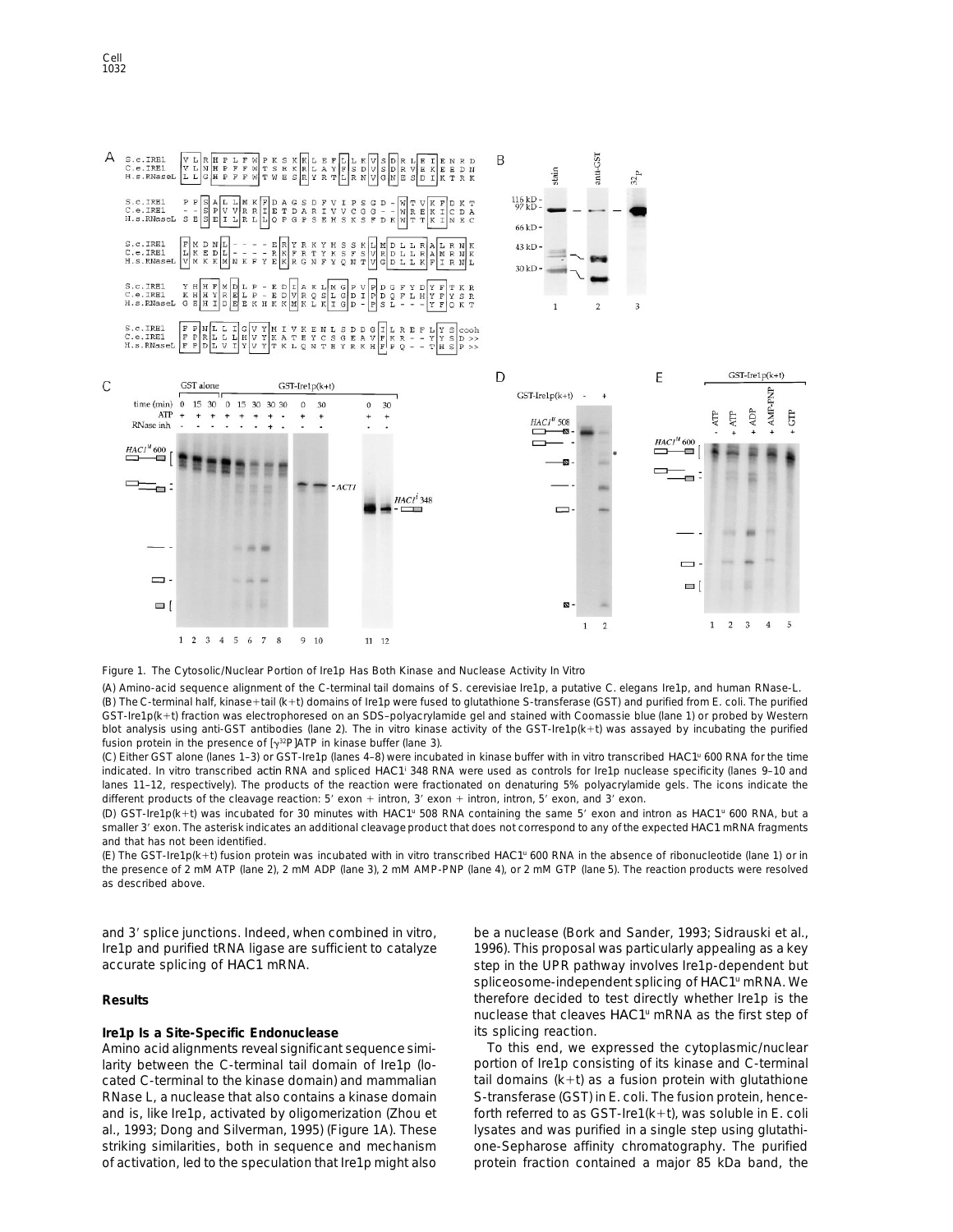Figure 1. The Cytosolic/Nuclear Portion of Ire1p Has Both Kinase and Nuclease Activity In Vitro

(A) Amino-acid sequence alignment of the C-terminal tail domains of S. cerevisiae Ire1p, a putative C. elegans Ire1p, and human RNase-L.

(B) The C-terminal half, kinase+tail (k+t) domains of Ire1p were fused to glutathione S-transferase (GST) and purified from E. coli. The purified GST-Ire1p(k+t) fraction was electrophoresed on an SDS–polyacrylamide gel and stained with Coomassie blue (lane 1) or probed by Western blot analysis using anti-GST antibodies (lane 2). The in vitro kinase activity of the GST-Ire1p(k+t) was assayed by incubating the purified fusion protein in the presence of [$\gamma$-$^{32}$P]ATP in kinase buffer (lane 3).

(C) Either GST alone (lanes 1–3) or GST-Ire1p (lanes 4–8) were incubated in kinase buffer with in vitro transcribed HAC1$^u$ 600 RNA for the time indicated. In vitro transcribed actin RNA and spliced HAC1$^i$ 348 RNA were used as controls for Ire1p nuclease specificity (lanes 9–10 and lanes 11–12, respectively). The products of the reaction were fractionated on denaturing 5% polyacrylamide gels. The icons indicate the different products of the cleavage reaction: 5′ exon + intron, 3′ exon + intron, intron, 5′ exon, and 3′ exon.

(D) GST-Ire1p(k+t) was incubated for 30 minutes with HAC1$^u$ 508 RNA containing the same 5′ exon and intron as HAC1$^u$ 600 RNA, but a smaller 3′ exon. The asterisk indicates an additional cleavage product that does not correspond to any of the expected HAC1 mRNA fragments and that has not been identified.

(E) The GST-Ire1p(k+t) fusion protein was incubated with in vitro transcribed HAC1$^u$ 600 RNA in the absence of ribonucleotide (lane 1) or in the presence of 2 mM ATP (lane 2), 2 mM ADP (lane 3), 2 mM AMP-PNP (lane 4), or 2 mM GTP (lane 5). The reaction products were resolved as described above.

and 3′ splice junctions. Indeed, when combined in vitro, Ire1p and purified tRNA ligase are sufficient to catalyze accurate splicing of HAC1 mRNA.

## Results

### Ire1p Is a Site-Specific Endonuclease

Amino acid alignments reveal significant sequence similarity between the C-terminal tail domain of Ire1p (located C-terminal to the kinase domain) and mammalian RNase L, a nuclease that also contains a kinase domain and is, like Ire1p, activated by oligomerization (Zhou et al., 1993; Dong and Silverman, 1995) (Figure 1A). These striking similarities, both in sequence and mechanism of activation, led to the speculation that Ire1p might also be a nuclease (Bork and Sander, 1993; Sidrauski et al., 1996). This proposal was particularly appealing as a key step in the UPR pathway involves Ire1p-dependent but spliceosome-independent splicing of HAC1$^u$ mRNA. We therefore decided to test directly whether Ire1p is the nuclease that cleaves HAC1$^u$ mRNA as the first step of its splicing reaction.

To this end, we expressed the cytoplasmic/nuclear portion of Ire1p consisting of its kinase and C-terminal tail domains (k+t) as a fusion protein with glutathione S-transferase (GST) in E. coli. The fusion protein, henceforth referred to as GST-Ire1(k+t), was soluble in E. coli lysates and was purified in a single step using glutathione-Sepharose affinity chromatography. The purified protein fraction contained a major 85 kDa band, the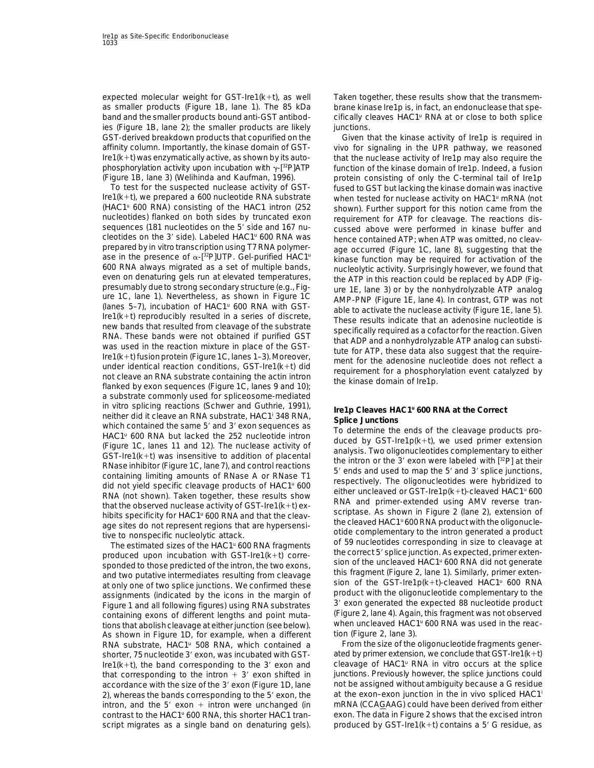expected molecular weight for GST-Ire1(k+t), as well as smaller products (Figure 1B, lane 1). The 85 kDa band and the smaller products bound anti-GST antibodies (Figure 1B, lane 2); the smaller products are likely GST-derived breakdown products that copurified on the affinity column. Importantly, the kinase domain of GST-Ire1(k+t) was enzymatically active, as shown by its autophosphorylation activity upon incubation with γ-[$^{32}$P]ATP (Figure 1B, lane 3) (Welihinda and Kaufman, 1996).

To test for the suspected nuclease activity of GST-Ire1(k+t), we prepared a 600 nucleotide RNA substrate (HAC1$^u$ 600 RNA) consisting of the HAC1 intron (252 nucleotides) flanked on both sides by truncated exon sequences (181 nucleotides on the 5′ side and 167 nucleotides on the 3′ side). Labeled HAC1$^u$ 600 RNA was prepared by in vitro transcription using T7 RNA polymerase in the presence of α-[$^{32}$P]UTP. Gel-purified HAC1$^u$ 600 RNA always migrated as a set of multiple bands, even on denaturing gels run at elevated temperatures, presumably due to strong secondary structure (e.g., Figure 1C, lane 1). Nevertheless, as shown in Figure 1C (lanes 5–7), incubation of HAC1$^u$ 600 RNA with GST-Ire1(k+t) reproducibly resulted in a series of discrete, new bands that resulted from cleavage of the substrate RNA. These bands were not obtained if purified GST was used in the reaction mixture in place of the GST-Ire1(k+t) fusion protein (Figure 1C, lanes 1–3). Moreover, under identical reaction conditions, GST-Ire1(k+t) did not cleave an RNA substrate containing the actin intron flanked by exon sequences (Figure 1C, lanes 9 and 10); a substrate commonly used for spliceosome-mediated in vitro splicing reactions (Schwer and Guthrie, 1991), neither did it cleave an RNA substrate, HAC1$^i$ 348 RNA, which contained the same 5′ and 3′ exon sequences as HAC1$^u$ 600 RNA but lacked the 252 nucleotide intron (Figure 1C, lanes 11 and 12). The nuclease activity of GST-Ire1(k+t) was insensitive to addition of placental RNase inhibitor (Figure 1C, lane 7), and control reactions containing limiting amounts of RNase A or RNase T1 did not yield specific cleavage products of HAC1$^u$ 600 RNA (not shown). Taken together, these results show that the observed nuclease activity of GST-Ire1(k+t) exhibits specificity for HAC1$^u$ 600 RNA and that the cleavage sites do not represent regions that are hypersensitive to nonspecific nucleolytic attack.

The estimated sizes of the HAC1$^u$ 600 RNA fragments produced upon incubation with GST-Ire1(k+t) corresponded to those predicted of the intron, the two exons, and two putative intermediates resulting from cleavage at only one of two splice junctions. We confirmed these assignments (indicated by the icons in the margin of Figure 1 and all following figures) using RNA substrates containing exons of different lengths and point mutations that abolish cleavage at either junction (see below). As shown in Figure 1D, for example, when a different RNA substrate, HAC1$^u$ 508 RNA, which contained a shorter, 75 nucleotide 3′ exon, was incubated with GST-Ire1(k+t), the band corresponding to the 3′ exon and that corresponding to the intron + 3′ exon shifted in accordance with the size of the 3′ exon (Figure 1D, lane 2), whereas the bands corresponding to the 5′ exon, the intron, and the 5′ exon + intron were unchanged (in contrast to the HAC1$^u$ 600 RNA, this shorter HAC1 transcript migrates as a single band on denaturing gels). Taken together, these results show that the transmembrane kinase Ire1p is, in fact, an endonuclease that specifically cleaves HAC1$^u$ RNA at or close to both splice junctions.

Given that the kinase activity of Ire1p is required in vivo for signaling in the UPR pathway, we reasoned that the nuclease activity of Ire1p may also require the function of the kinase domain of Ire1p. Indeed, a fusion protein consisting of only the C-terminal tail of Ire1p fused to GST but lacking the kinase domain was inactive when tested for nuclease activity on HAC1$^u$ mRNA (not shown). Further support for this notion came from the requirement for ATP for cleavage. The reactions discussed above were performed in kinase buffer and hence contained ATP; when ATP was omitted, no cleavage occurred (Figure 1C, lane 8), suggesting that the kinase function may be required for activation of the nucleolytic activity. Surprisingly however, we found that the ATP in this reaction could be replaced by ADP (Figure 1E, lane 3) or by the nonhydrolyzable ATP analog AMP-PNP (Figure 1E, lane 4). In contrast, GTP was not able to activate the nuclease activity (Figure 1E, lane 5). These results indicate that an adenosine nucleotide is specifically required as a cofactor for the reaction. Given that ADP and a nonhydrolyzable ATP analog can substitute for ATP, these data also suggest that the requirement for the adenosine nucleotide does not reflect a requirement for a phosphorylation event catalyzed by the kinase domain of Ire1p.

## Ire1p Cleaves HAC1$^u$ 600 RNA at the Correct Splice Junctions

To determine the ends of the cleavage products produced by GST-Ire1p(k+t), we used primer extension analysis. Two oligonucleotides complementary to either the intron or the 3′ exon were labeled with [$^{32}$P] at their 5′ ends and used to map the 5′ and 3′ splice junctions, respectively. The oligonucleotides were hybridized to either uncleaved or GST-Ire1p(k+t)-cleaved HAC1$^u$ 600 RNA and primer-extended using AMV reverse transcriptase. As shown in Figure 2 (lane 2), extension of the cleaved HAC1$^u$ 600 RNA product with the oligonucleotide complementary to the intron generated a product of 59 nucleotides corresponding in size to cleavage at the correct 5′ splice junction. As expected, primer extension of the uncleaved HAC1$^u$ 600 RNA did not generate this fragment (Figure 2, lane 1). Similarly, primer extension of the GST-Ire1p(k+t)-cleaved HAC1$^u$ 600 RNA product with the oligonucleotide complementary to the 3′ exon generated the expected 88 nucleotide product (Figure 2, lane 4). Again, this fragment was not observed when uncleaved HAC1$^u$ 600 RNA was used in the reaction (Figure 2, lane 3).

From the size of the oligonucleotide fragments generated by primer extension, we conclude that GST-Ire1(k+t) cleavage of HAC1$^u$ RNA in vitro occurs at the splice junctions. Previously however, the splice junctions could not be assigned without ambiguity because a G residue at the exon–exon junction in the in vivo spliced HAC1$^i$ mRNA (CCA<u>G</u>AAG) could have been derived from either exon. The data in Figure 2 shows that the excised intron produced by GST-Ire1(k+t) contains a 5′ G residue, as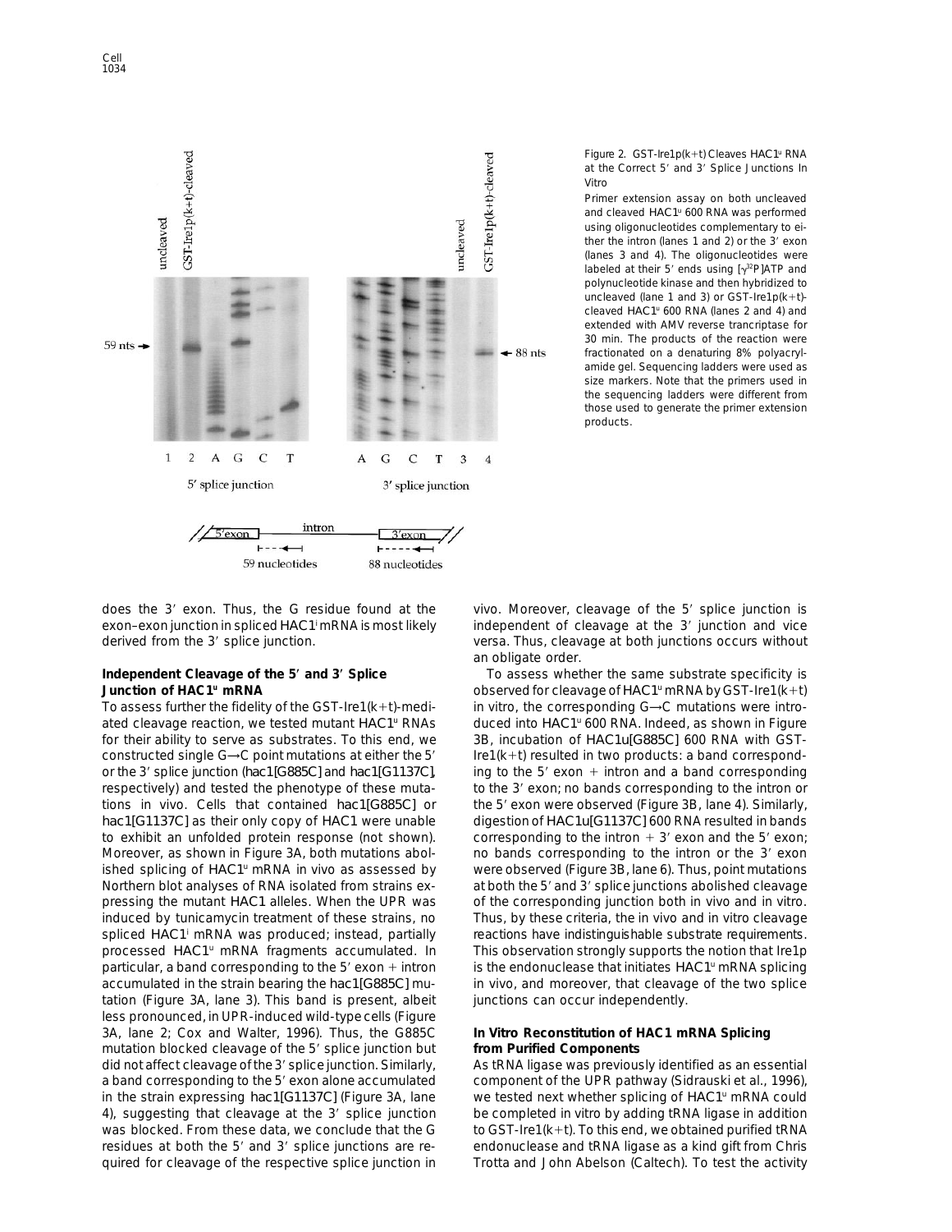Figure 2. GST-Ire1p(k+t) Cleaves HAC1[u] RNA at the Correct 5′ and 3′ Splice Junctions In Vitro

Primer extension assay on both uncleaved and cleaved HAC1[u] 600 RNA was performed using oligonucleotides complementary to either the intron (lanes 1 and 2) or the 3′ exon (lanes 3 and 4). The oligonucleotides were labeled at their 5′ ends using [$\gamma^{32}$P]ATP and polynucleotide kinase and then hybridized to uncleaved (lane 1 and 3) or GST-Ire1p(k+t)-cleaved HAC1[u] 600 RNA (lanes 2 and 4) and extended with AMV reverse trancriptase for 30 min. The products of the reaction were fractionated on a denaturing 8% polyacrylamide gel. Sequencing ladders were used as size markers. Note that the primers used in the sequencing ladders were different from those used to generate the primer extension products.

does the 3′ exon. Thus, the G residue found at the exon–exon junction in spliced HAC1[i] mRNA is most likely derived from the 3′ splice junction.

### Independent Cleavage of the 5′ and 3′ Splice Junction of HAC1[u] mRNA

To assess further the fidelity of the GST-Ire1(k+t)-mediated cleavage reaction, we tested mutant HAC1[u] RNAs for their ability to serve as substrates. To this end, we constructed single G→C point mutations at either the 5′ or the 3′ splice junction (*hac1[G885C]* and *hac1[G1137C]*, respectively) and tested the phenotype of these mutations in vivo. Cells that contained *hac1[G885C]* or *hac1[G1137C]* as their only copy of *HAC1* were unable to exhibit an unfolded protein response (not shown). Moreover, as shown in Figure 3A, both mutations abolished splicing of HAC1[u] mRNA in vivo as assessed by Northern blot analyses of RNA isolated from strains expressing the mutant *HAC1* alleles. When the UPR was induced by tunicamycin treatment of these strains, no spliced HAC1[i] mRNA was produced; instead, partially processed HAC1[u] mRNA fragments accumulated. In particular, a band corresponding to the 5′ exon + intron accumulated in the strain bearing the *hac1[G885C]* mutation (Figure 3A, lane 3). This band is present, albeit less pronounced, in UPR-induced wild-type cells (Figure 3A, lane 2; Cox and Walter, 1996). Thus, the G885C mutation blocked cleavage of the 5′ splice junction but did not affect cleavage of the 3′ splice junction. Similarly, a band corresponding to the 5′ exon alone accumulated in the strain expressing *hac1[G1137C]* (Figure 3A, lane 4), suggesting that cleavage at the 3′ splice junction was blocked. From these data, we conclude that the G residues at both the 5′ and 3′ splice junctions are required for cleavage of the respective splice junction in vivo. Moreover, cleavage of the 5′ splice junction is independent of cleavage at the 3′ junction and vice versa. Thus, cleavage at both junctions occurs without an obligate order.

To assess whether the same substrate specificity is observed for cleavage of HAC1[u] mRNA by GST-Ire1(k+t) in vitro, the corresponding G→C mutations were introduced into HAC1[u] 600 RNA. Indeed, as shown in Figure 3B, incubation of HAC1u[G885C] 600 RNA with GST-Ire1(k+t) resulted in two products: a band corresponding to the 5′ exon + intron and a band corresponding to the 3′ exon; no bands corresponding to the intron or the 5′ exon were observed (Figure 3B, lane 4). Similarly, digestion of HAC1u[G1137C] 600 RNA resulted in bands corresponding to the intron + 3′ exon and the 5′ exon; no bands corresponding to the intron or the 3′ exon were observed (Figure 3B, lane 6). Thus, point mutations at both the 5′ and 3′ splice junctions abolished cleavage of the corresponding junction both in vivo and in vitro. Thus, by these criteria, the in vivo and in vitro cleavage reactions have indistinguishable substrate requirements. This observation strongly supports the notion that Ire1p is the endonuclease that initiates HAC1[u] mRNA splicing in vivo, and moreover, that cleavage of the two splice junctions can occur independently.

### In Vitro Reconstitution of *HAC1* mRNA Splicing from Purified Components

As tRNA ligase was previously identified as an essential component of the UPR pathway (Sidrauski et al., 1996), we tested next whether splicing of HAC1[u] mRNA could be completed in vitro by adding tRNA ligase in addition to GST-Ire1(k+t). To this end, we obtained purified tRNA endonuclease and tRNA ligase as a kind gift from Chris Trotta and John Abelson (Caltech). To test the activity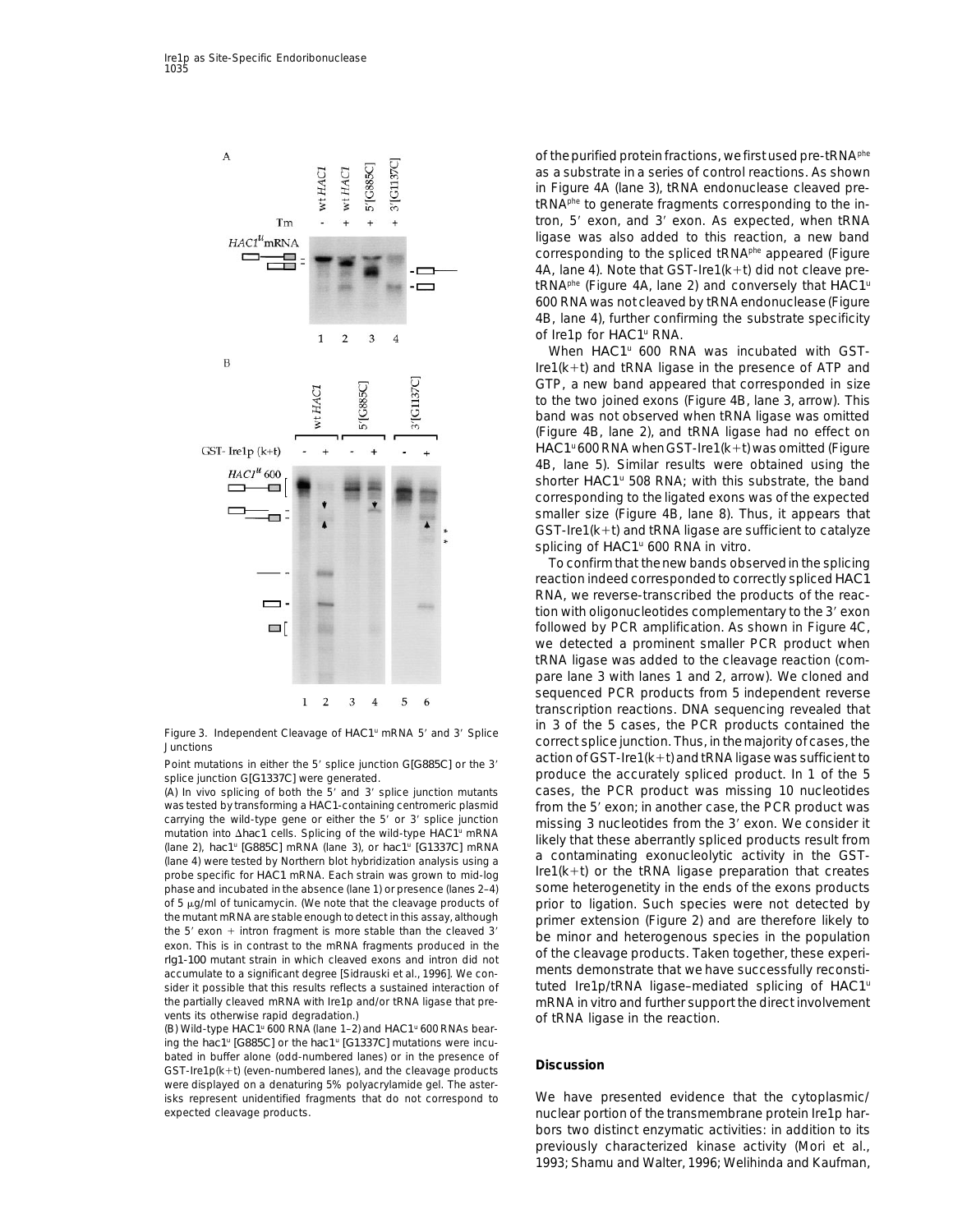Figure 3. Independent Cleavage of HAC1[u] mRNA 5′ and 3′ Splice Junctions

Point mutations in either the 5′ splice junction G[G885C] or the 3′ splice junction G[G1337C] were generated.

(A) In vivo splicing of both the 5′ and 3′ splice junction mutants was tested by transforming a HAC1-containing centromeric plasmid carrying the wild-type gene or either the 5′ or 3′ splice junction mutation into Δhac1 cells. Splicing of the wild-type HAC1[u] mRNA (lane 2), hac1[u] [G885C] mRNA (lane 3), or hac1[u] [G1337C] mRNA (lane 4) were tested by Northern blot hybridization analysis using a probe specific for HAC1 mRNA. Each strain was grown to mid-log phase and incubated in the absence (lane 1) or presence (lanes 2–4) of 5 μg/ml of tunicamycin. (We note that the cleavage products of the mutant mRNA are stable enough to detect in this assay, although the 5′ exon + intron fragment is more stable than the cleaved 3′ exon. This is in contrast to the mRNA fragments produced in the rlg1-100 mutant strain in which cleaved exons and intron did not accumulate to a significant degree [Sidrauski et al., 1996]. We consider it possible that this results reflects a sustained interaction of the partially cleaved mRNA with Ire1p and/or tRNA ligase that prevents its otherwise rapid degradation.)

(B) Wild-type HAC1[u] 600 RNA (lane 1–2) and HAC1[u] 600 RNAs bearing the hac1[u] [G885C] or the hac1[u] [G1337C] mutations were incubated in buffer alone (odd-numbered lanes) or in the presence of GST-Ire1p(k+t) (even-numbered lanes), and the cleavage products were displayed on a denaturing 5% polyacrylamide gel. The asterisks represent unidentified fragments that do not correspond to expected cleavage products.

of the purified protein fractions, we first used pre-tRNA[phe] as a substrate in a series of control reactions. As shown in Figure 4A (lane 3), tRNA endonuclease cleaved pre-tRNA[phe] to generate fragments corresponding to the intron, 5′ exon, and 3′ exon. As expected, when tRNA ligase was also added to this reaction, a new band corresponding to the spliced tRNA[phe] appeared (Figure 4A, lane 4). Note that GST-Ire1(k+t) did not cleave pre-tRNA[phe] (Figure 4A, lane 2) and conversely that HAC1[u] 600 RNA was not cleaved by tRNA endonuclease (Figure 4B, lane 4), further confirming the substrate specificity of Ire1p for HAC1[u] RNA.

When HAC1[u] 600 RNA was incubated with GST-Ire1(k+t) and tRNA ligase in the presence of ATP and GTP, a new band appeared that corresponded in size to the two joined exons (Figure 4B, lane 3, arrow). This band was not observed when tRNA ligase was omitted (Figure 4B, lane 2), and tRNA ligase had no effect on HAC1[u] 600 RNA when GST-Ire1(k+t) was omitted (Figure 4B, lane 5). Similar results were obtained using the shorter HAC1[u] 508 RNA; with this substrate, the band corresponding to the ligated exons was of the expected smaller size (Figure 4B, lane 8). Thus, it appears that GST-Ire1(k+t) and tRNA ligase are sufficient to catalyze splicing of HAC1[u] 600 RNA in vitro.

To confirm that the new bands observed in the splicing reaction indeed corresponded to correctly spliced HAC1 RNA, we reverse-transcribed the products of the reaction with oligonucleotides complementary to the 3′ exon followed by PCR amplification. As shown in Figure 4C, we detected a prominent smaller PCR product when tRNA ligase was added to the cleavage reaction (compare lane 3 with lanes 1 and 2, arrow). We cloned and sequenced PCR products from 5 independent reverse transcription reactions. DNA sequencing revealed that in 3 of the 5 cases, the PCR products contained the correct splice junction. Thus, in the majority of cases, the action of GST-Ire1(k+t) and tRNA ligase was sufficient to produce the accurately spliced product. In 1 of the 5 cases, the PCR product was missing 10 nucleotides from the 5′ exon; in another case, the PCR product was missing 3 nucleotides from the 3′ exon. We consider it likely that these aberrantly spliced products result from a contaminating exonucleolytic activity in the GST-Ire1(k+t) or the tRNA ligase preparation that creates some heterogenetity in the ends of the exons products prior to ligation. Such species were not detected by primer extension (Figure 2) and are therefore likely to be minor and heterogenous species in the population of the cleavage products. Taken together, these experiments demonstrate that we have successfully reconstituted Ire1p/tRNA ligase–mediated splicing of HAC1[u] mRNA in vitro and further support the direct involvement of tRNA ligase in the reaction.

## Discussion

We have presented evidence that the cytoplasmic/nuclear portion of the transmembrane protein Ire1p harbors two distinct enzymatic activities: in addition to its previously characterized kinase activity (Mori et al., 1993; Shamu and Walter, 1996; Welihinda and Kaufman,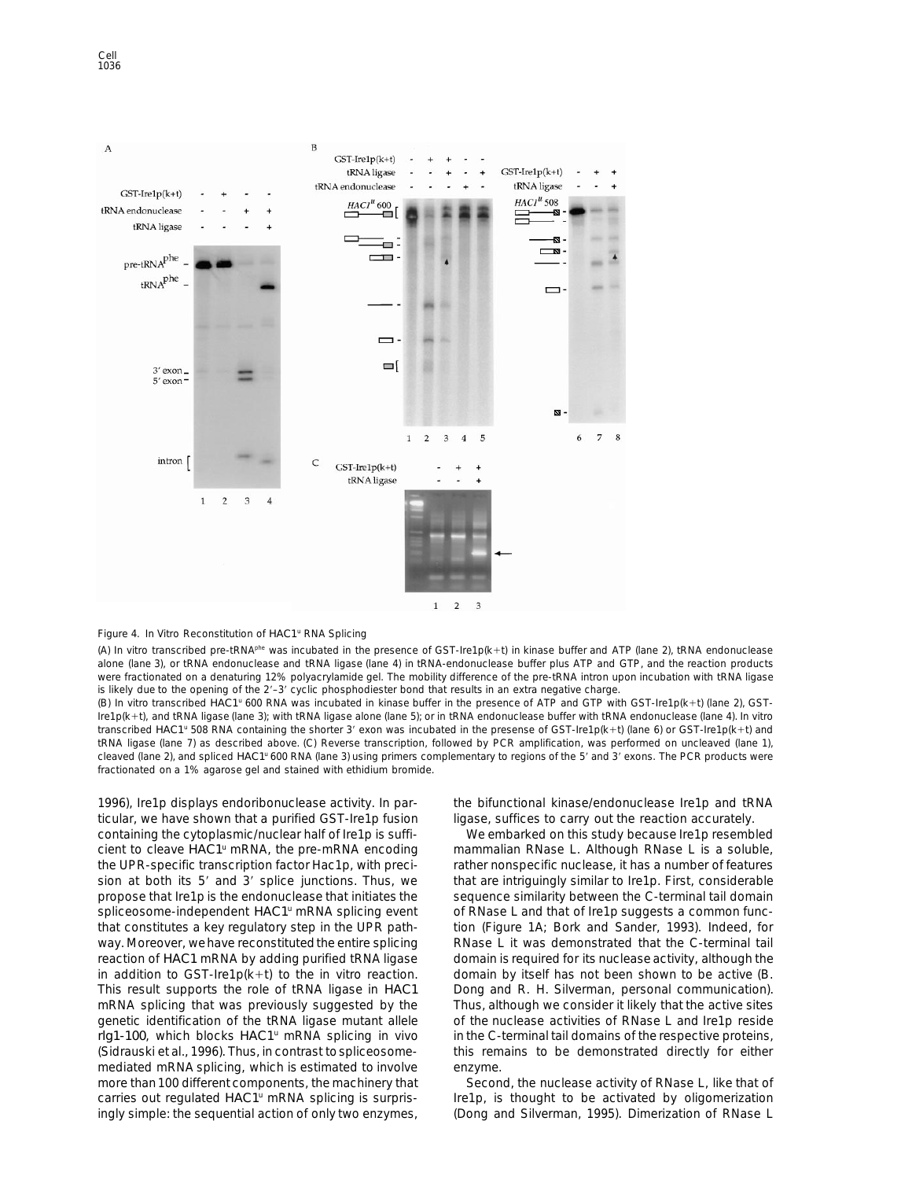Figure 4. In Vitro Reconstitution of HAC1[u] RNA Splicing

(A) In vitro transcribed pre-tRNA[phe] was incubated in the presence of GST-Ire1p(k+t) in kinase buffer and ATP (lane 2), tRNA endonuclease alone (lane 3), or tRNA endonuclease and tRNA ligase (lane 4) in tRNA-endonuclease buffer plus ATP and GTP, and the reaction products were fractionated on a denaturing 12% polyacrylamide gel. The mobility difference of the pre-tRNA intron upon incubation with tRNA ligase is likely due to the opening of the 2′–3′ cyclic phosphodiester bond that results in an extra negative charge.

(B) In vitro transcribed HAC1[u] 600 RNA was incubated in kinase buffer in the presence of ATP and GTP with GST-Ire1p(k+t) (lane 2), GST-Ire1p(k+t), and tRNA ligase (lane 3); with tRNA ligase alone (lane 5); or in tRNA endonuclease buffer with tRNA endonuclease (lane 4). In vitro transcribed HAC1[u] 508 RNA containing the shorter 3′ exon was incubated in the presense of GST-Ire1p(k+t) (lane 6) or GST-Ire1p(k+t) and tRNA ligase (lane 7) as described above. (C) Reverse transcription, followed by PCR amplification, was performed on uncleaved (lane 1), cleaved (lane 2), and spliced HAC1[u] 600 RNA (lane 3) using primers complementary to regions of the 5′ and 3′ exons. The PCR products were fractionated on a 1% agarose gel and stained with ethidium bromide.

1996), Ire1p displays endoribonuclease activity. In particular, we have shown that a purified GST-Ire1p fusion containing the cytoplasmic/nuclear half of Ire1p is sufficient to cleave HAC1[u] mRNA, the pre-mRNA encoding the UPR-specific transcription factor Hac1p, with precision at both its 5′ and 3′ splice junctions. Thus, we propose that Ire1p is the endonuclease that initiates the spliceosome-independent HAC1[u] mRNA splicing event that constitutes a key regulatory step in the UPR pathway. Moreover, we have reconstituted the entire splicing reaction of HAC1 mRNA by adding purified tRNA ligase in addition to GST-Ire1p(k+t) to the in vitro reaction. This result supports the role of tRNA ligase in HAC1 mRNA splicing that was previously suggested by the genetic identification of the tRNA ligase mutant allele rlg1-100, which blocks HAC1[u] mRNA splicing in vivo (Sidrauski et al., 1996). Thus, in contrast to spliceosome-mediated mRNA splicing, which is estimated to involve more than 100 different components, the machinery that carries out regulated HAC1[u] mRNA splicing is surprisingly simple: the sequential action of only two enzymes, the bifunctional kinase/endonuclease Ire1p and tRNA ligase, suffices to carry out the reaction accurately.

We embarked on this study because Ire1p resembled mammalian RNase L. Although RNase L is a soluble, rather nonspecific nuclease, it has a number of features that are intriguingly similar to Ire1p. First, considerable sequence similarity between the C-terminal tail domain of RNase L and that of Ire1p suggests a common function (Figure 1A; Bork and Sander, 1993). Indeed, for RNase L it was demonstrated that the C-terminal tail domain is required for its nuclease activity, although the domain by itself has not been shown to be active (B. Dong and R. H. Silverman, personal communication). Thus, although we consider it likely that the active sites of the nuclease activities of RNase L and Ire1p reside in the C-terminal tail domains of the respective proteins, this remains to be demonstrated directly for either enzyme.

Second, the nuclease activity of RNase L, like that of Ire1p, is thought to be activated by oligomerization (Dong and Silverman, 1995). Dimerization of RNase L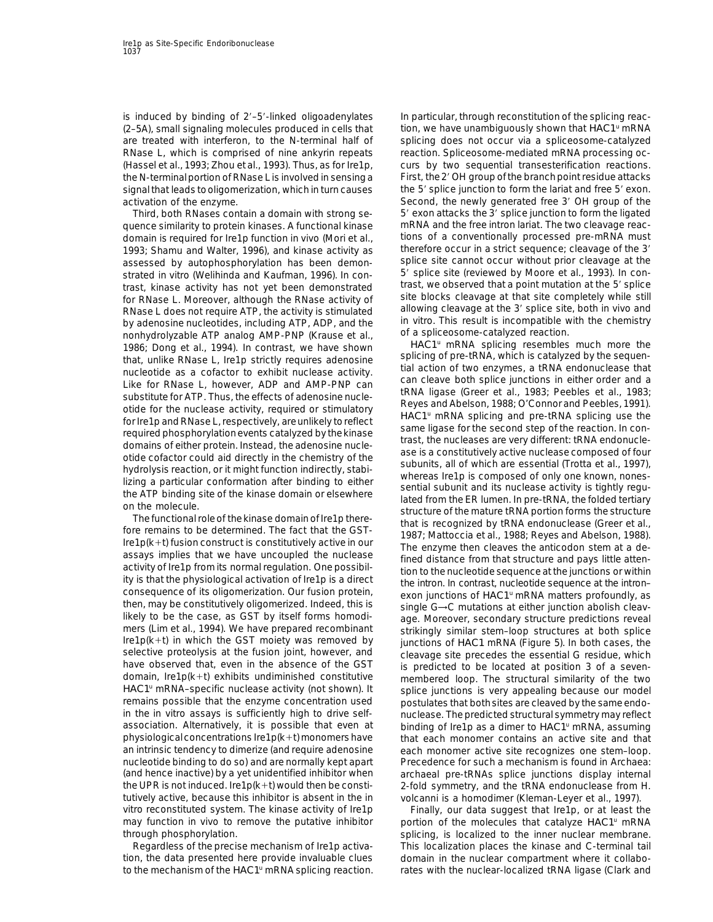is induced by binding of 2′–5′-linked oligoadenylates (2–5A), small signaling molecules produced in cells that are treated with interferon, to the N-terminal half of RNase L, which is comprised of nine ankyrin repeats (Hassel et al., 1993; Zhou et al., 1993). Thus, as for Ire1p, the N-terminal portion of RNase L is involved in sensing a signal that leads to oligomerization, which in turn causes activation of the enzyme.

Third, both RNases contain a domain with strong sequence similarity to protein kinases. A functional kinase domain is required for Ire1p function in vivo (Mori et al., 1993; Shamu and Walter, 1996), and kinase activity as assessed by autophosphorylation has been demonstrated in vitro (Welihinda and Kaufman, 1996). In contrast, kinase activity has not yet been demonstrated for RNase L. Moreover, although the RNase activity of RNase L does not require ATP, the activity is stimulated by adenosine nucleotides, including ATP, ADP, and the nonhydrolyzable ATP analog AMP-PNP (Krause et al., 1986; Dong et al., 1994). In contrast, we have shown that, unlike RNase L, Ire1p strictly requires adenosine nucleotide as a cofactor to exhibit nuclease activity. Like for RNase L, however, ADP and AMP-PNP can substitute for ATP. Thus, the effects of adenosine nucleotide for the nuclease activity, required or stimulatory for Ire1p and RNase L, respectively, are unlikely to reflect required phosphorylation events catalyzed by the kinase domains of either protein. Instead, the adenosine nucleotide cofactor could aid directly in the chemistry of the hydrolysis reaction, or it might function indirectly, stabilizing a particular conformation after binding to either the ATP binding site of the kinase domain or elsewhere on the molecule.

The functional role of the kinase domain of Ire1p therefore remains to be determined. The fact that the GST-Ire1p(k+t) fusion construct is constitutively active in our assays implies that we have uncoupled the nuclease activity of Ire1p from its normal regulation. One possibility is that the physiological activation of Ire1p is a direct consequence of its oligomerization. Our fusion protein, then, may be constitutively oligomerized. Indeed, this is likely to be the case, as GST by itself forms homodimers (Lim et al., 1994). We have prepared recombinant Ire1p(k+t) in which the GST moiety was removed by selective proteolysis at the fusion joint, however, and have observed that, even in the absence of the GST domain, Ire1p(k+t) exhibits undiminished constitutive HAC1ᵘ mRNA–specific nuclease activity (not shown). It remains possible that the enzyme concentration used in the in vitro assays is sufficiently high to drive self-association. Alternatively, it is possible that even at physiological concentrations Ire1p(k+t) monomers have an intrinsic tendency to dimerize (and require adenosine nucleotide binding to do so) and are normally kept apart (and hence inactive) by a yet unidentified inhibitor when the UPR is not induced. Ire1p(k+t) would then be constitutively active, because this inhibitor is absent in the in vitro reconstituted system. The kinase activity of Ire1p may function in vivo to remove the putative inhibitor through phosphorylation.

Regardless of the precise mechanism of Ire1p activation, the data presented here provide invaluable clues to the mechanism of the HAC1ᵘ mRNA splicing reaction. In particular, through reconstitution of the splicing reaction, we have unambiguously shown that HAC1ᵘ mRNA splicing does not occur via a spliceosome-catalyzed reaction. Spliceosome-mediated mRNA processing occurs by two sequential transesterification reactions. First, the 2′ OH group of the branch point residue attacks the 5′ splice junction to form the lariat and free 5′ exon. Second, the newly generated free 3′ OH group of the 5′ exon attacks the 3′ splice junction to form the ligated mRNA and the free intron lariat. The two cleavage reactions of a conventionally processed pre-mRNA must therefore occur in a strict sequence; cleavage of the 3′ splice site cannot occur without prior cleavage at the 5′ splice site (reviewed by Moore et al., 1993). In contrast, we observed that a point mutation at the 5′ splice site blocks cleavage at that site completely while still allowing cleavage at the 3′ splice site, both in vivo and in vitro. This result is incompatible with the chemistry of a spliceosome-catalyzed reaction.

HAC1ᵘ mRNA splicing resembles much more the splicing of pre-tRNA, which is catalyzed by the sequential action of two enzymes, a tRNA endonuclease that can cleave both splice junctions in either order and a tRNA ligase (Greer et al., 1983; Peebles et al., 1983; Reyes and Abelson, 1988; O'Connor and Peebles, 1991). HAC1ᵘ mRNA splicing and pre-tRNA splicing use the same ligase for the second step of the reaction. In contrast, the nucleases are very different: tRNA endonuclease is a constitutively active nuclease composed of four subunits, all of which are essential (Trotta et al., 1997), whereas Ire1p is composed of only one known, nonessential subunit and its nuclease activity is tightly regulated from the ER lumen. In pre-tRNA, the folded tertiary structure of the mature tRNA portion forms the structure that is recognized by tRNA endonuclease (Greer et al., 1987; Mattoccia et al., 1988; Reyes and Abelson, 1988). The enzyme then cleaves the anticodon stem at a defined distance from that structure and pays little attention to the nucleotide sequence at the junctions or within the intron. In contrast, nucleotide sequence at the intron–exon junctions of HAC1ᵘ mRNA matters profoundly, as single G→C mutations at either junction abolish cleavage. Moreover, secondary structure predictions reveal strikingly similar stem–loop structures at both splice junctions of HAC1 mRNA (Figure 5). In both cases, the cleavage site precedes the essential G residue, which is predicted to be located at position 3 of a seven-membered loop. The structural similarity of the two splice junctions is very appealing because our model postulates that both sites are cleaved by the same endonuclease. The predicted structural symmetry may reflect binding of Ire1p as a dimer to HAC1ᵘ mRNA, assuming that each monomer contains an active site and that each monomer active site recognizes one stem–loop. Precedence for such a mechanism is found in Archaea: archaeal pre-tRNAs splice junctions display internal 2-fold symmetry, and the tRNA endonuclease from H. volcanni is a homodimer (Kleman-Leyer et al., 1997).

Finally, our data suggest that Ire1p, or at least the portion of the molecules that catalyze HAC1ᵘ mRNA splicing, is localized to the inner nuclear membrane. This localization places the kinase and C-terminal tail domain in the nuclear compartment where it collaborates with the nuclear-localized tRNA ligase (Clark and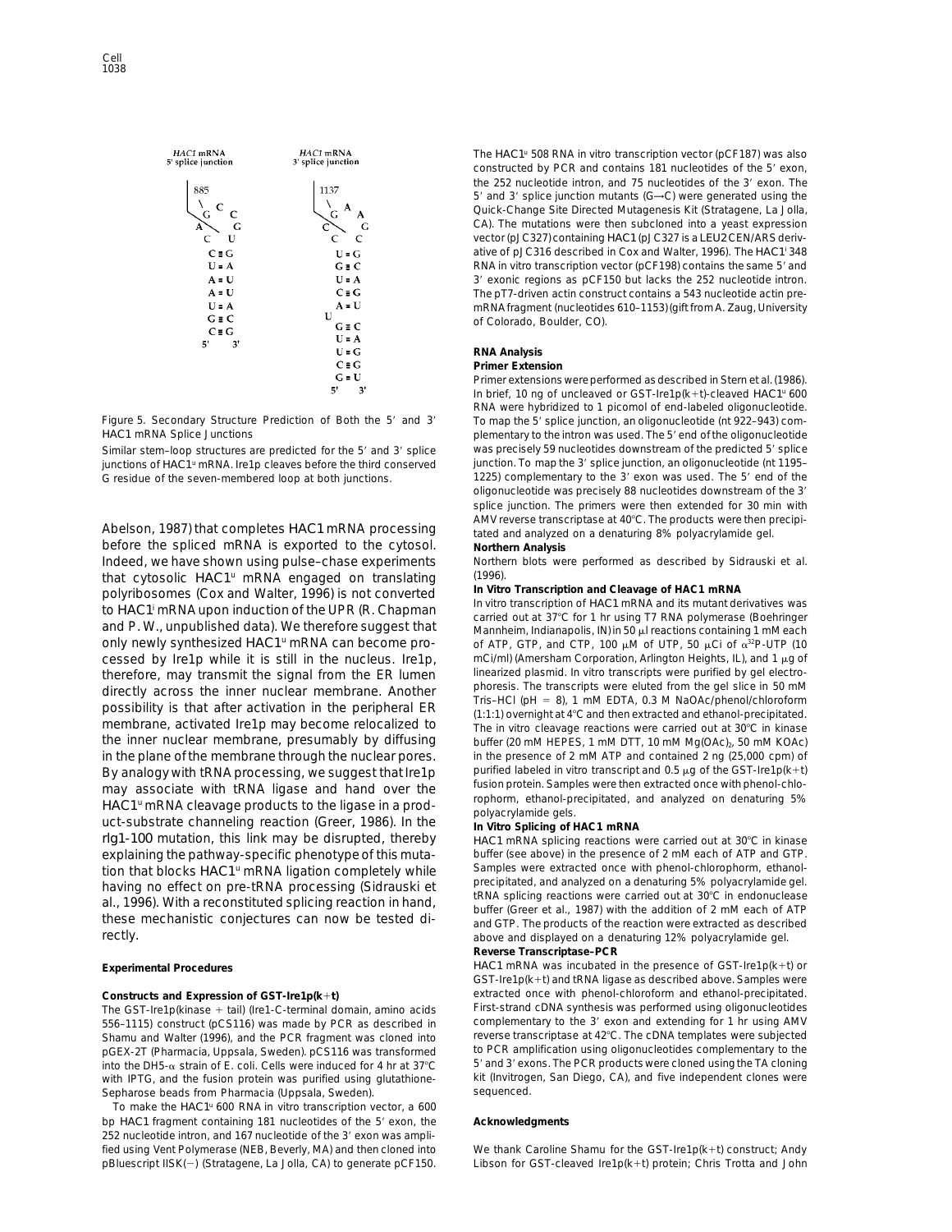Figure 5. Secondary Structure Prediction of Both the 5′ and 3′ HAC1 mRNA Splice Junctions

Similar stem–loop structures are predicted for the 5′ and 3′ splice junctions of HAC1[u] mRNA. Ire1p cleaves before the third conserved G residue of the seven-membered loop at both junctions.

Abelson, 1987) that completes HAC1 mRNA processing before the spliced mRNA is exported to the cytosol. Indeed, we have shown using pulse–chase experiments that cytosolic HAC1[u] mRNA engaged on translating polyribosomes (Cox and Walter, 1996) is not converted to HAC1[i] mRNA upon induction of the UPR (R. Chapman and P. W., unpublished data). We therefore suggest that only newly synthesized HAC1[u] mRNA can become processed by Ire1p while it is still in the nucleus. Ire1p, therefore, may transmit the signal from the ER lumen directly across the inner nuclear membrane. Another possibility is that after activation in the peripheral ER membrane, activated Ire1p may become relocalized to the inner nuclear membrane, presumably by diffusing in the plane of the membrane through the nuclear pores. By analogy with tRNA processing, we suggest that Ire1p may associate with tRNA ligase and hand over the HAC1[u] mRNA cleavage products to the ligase in a product-substrate channeling reaction (Greer, 1986). In the rlg1-100 mutation, this link may be disrupted, thereby explaining the pathway-specific phenotype of this mutation that blocks HAC1[u] mRNA ligation completely while having no effect on pre-tRNA processing (Sidrauski et al., 1996). With a reconstituted splicing reaction in hand, these mechanistic conjectures can now be tested directly.

## Experimental Procedures

### Constructs and Expression of GST-Ire1p(k+t)

The GST-Ire1p(kinase + tail) (Ire1-C-terminal domain, amino acids 556–1115) construct (pCS116) was made by PCR as described in Shamu and Walter (1996), and the PCR fragment was cloned into pGEX-2T (Pharmacia, Uppsala, Sweden). pCS116 was transformed into the DH5-α strain of E. coli. Cells were induced for 4 hr at 37°C with IPTG, and the fusion protein was purified using glutathione-Sepharose beads from Pharmacia (Uppsala, Sweden).

To make the HAC1[u] 600 RNA in vitro transcription vector, a 600 bp HAC1 fragment containing 181 nucleotides of the 5′ exon, the 252 nucleotide intron, and 167 nucleotide of the 3′ exon was amplified using Vent Polymerase (NEB, Beverly, MA) and then cloned into pBluescript IISK(−) (Stratagene, La Jolla, CA) to generate pCF150. The HAC1[u] 508 RNA in vitro transcription vector (pCF187) was also constructed by PCR and contains 181 nucleotides of the 5′ exon, the 252 nucleotide intron, and 75 nucleotides of the 3′ exon. The 5′ and 3′ splice junction mutants (G→C) were generated using the Quick-Change Site Directed Mutagenesis Kit (Stratagene, La Jolla, CA). The mutations were then subcloned into a yeast expression vector (pJC327) containing HAC1 (pJC327 is a LEU2 CEN/ARS derivative of pJC316 described in Cox and Walter, 1996). The HAC1[i] 348 RNA in vitro transcription vector (pCF198) contains the same 5′ and 3′ exonic regions as pCF150 but lacks the 252 nucleotide intron. The pT7-driven actin construct contains a 543 nucleotide actin pre-mRNA fragment (nucleotides 610–1153) (gift from A. Zaug, University of Colorado, Boulder, CO).

### RNA Analysis

#### Primer Extension

Primer extensions were performed as described in Stern et al. (1986). In brief, 10 ng of uncleaved or GST-Ire1p(k+t)-cleaved HAC1[u] 600 RNA were hybridized to 1 picomol of end-labeled oligonucleotide. To map the 5′ splice junction, an oligonucleotide (nt 922–943) complementary to the intron was used. The 5′ end of the oligonucleotide was precisely 59 nucleotides downstream of the predicted 5′ splice junction. To map the 3′ splice junction, an oligonucleotide (nt 1195–1225) complementary to the 3′ exon was used. The 5′ end of the oligonucleotide was precisely 88 nucleotides downstream of the 3′ splice junction. The primers were then extended for 30 min with AMV reverse transcriptase at 40°C. The products were then precipitated and analyzed on a denaturing 8% polyacrylamide gel.

#### Northern Analysis

Northern blots were performed as described by Sidrauski et al. (1996).

#### In Vitro Transcription and Cleavage of HAC1 mRNA

In vitro transcription of HAC1 mRNA and its mutant derivatives was carried out at 37°C for 1 hr using T7 RNA polymerase (Boehringer Mannheim, Indianapolis, IN) in 50 μl reactions containing 1 mM each of ATP, GTP, and CTP, 100 μM of UTP, 50 μCi of $\alpha^{32}$P-UTP (10 mCi/ml) (Amersham Corporation, Arlington Heights, IL), and 1 μg of linearized plasmid. In vitro transcripts were purified by gel electrophoresis. The transcripts were eluted from the gel slice in 50 mM Tris–HCl (pH = 8), 1 mM EDTA, 0.3 M NaOAc/phenol/chloroform (1:1:1) overnight at 4°C and then extracted and ethanol-precipitated. The in vitro cleavage reactions were carried out at 30°C in kinase buffer (20 mM HEPES, 1 mM DTT, 10 mM $Mg(OAc)_2$, 50 mM KOAc) in the presence of 2 mM ATP and contained 2 ng (25,000 cpm) of purified labeled in vitro transcript and 0.5 μg of the GST-Ire1p(k+t) fusion protein. Samples were then extracted once with phenol-chlorophorm, ethanol-precipitated, and analyzed on denaturing 5% polyacrylamide gels.

#### In Vitro Splicing of HAC1 mRNA

HAC1 mRNA splicing reactions were carried out at 30°C in kinase buffer (see above) in the presence of 2 mM each of ATP and GTP. Samples were extracted once with phenol-chlorophorm, ethanol-precipitated, and analyzed on a denaturing 5% polyacrylamide gel. tRNA splicing reactions were carried out at 30°C in endonuclease buffer (Greer et al., 1987) with the addition of 2 mM each of ATP and GTP. The products of the reaction were extracted as described above and displayed on a denaturing 12% polyacrylamide gel.

#### Reverse Transcriptase–PCR

HAC1 mRNA was incubated in the presence of GST-Ire1p(k+t) or GST-Ire1p(k+t) and tRNA ligase as described above. Samples were extracted once with phenol-chloroform and ethanol-precipitated. First-strand cDNA synthesis was performed using oligonucleotides complementary to the 3′ exon and extending for 1 hr using AMV reverse transcriptase at 42°C. The cDNA templates were subjected to PCR amplification using oligonucleotides complementary to the 5′ and 3′ exons. The PCR products were cloned using the TA cloning kit (Invitrogen, San Diego, CA), and five independent clones were sequenced.

## Acknowledgments

We thank Caroline Shamu for the GST-Ire1p(k+t) construct; Andy Libson for GST-cleaved Ire1p(k+t) protein; Chris Trotta and John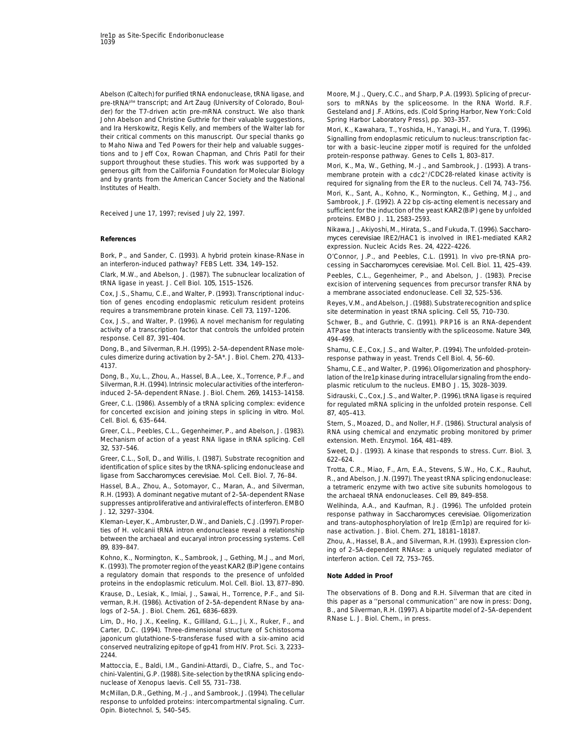Abelson (Caltech) for purified tRNA endonuclease, tRNA ligase, and pre-tRNA$^{phe}$ transcript; and Art Zaug (University of Colorado, Boulder) for the T7-driven actin pre-mRNA construct. We also thank John Abelson and Christine Guthrie for their valuable suggestions, and Ira Herskowitz, Regis Kelly, and members of the Walter lab for their critical comments on this manuscript. Our special thanks go to Maho Niwa and Ted Powers for their help and valuable suggestions and to Jeff Cox, Rowan Chapman, and Chris Patil for their support throughout these studies. This work was supported by a generous gift from the California Foundation for Molecular Biology and by grants from the American Cancer Society and the National Institutes of Health.

Received June 17, 1997; revised July 22, 1997.

## References

Bork, P., and Sander, C. (1993). A hybrid protein kinase-RNase in an interferon-induced pathway? FEBS Lett. *334*, 149–152.

Clark, M.W., and Abelson, J. (1987). The subnuclear localization of tRNA ligase in yeast. J. Cell Biol. *105*, 1515–1526.

Cox, J.S., Shamu, C.E., and Walter, P. (1993). Transcriptional induction of genes encoding endoplasmic reticulum resident proteins requires a transmembrane protein kinase. Cell *73*, 1197–1206.

Cox, J.S., and Walter, P. (1996). A novel mechanism for regulating activity of a transcription factor that controls the unfolded protein response. Cell *87*, 391–404.

Dong, B., and Silverman, R.H. (1995). 2–5A-dependent RNase molecules dimerize during activation by 2–5A*. J. Biol. Chem. *270*, 4133–4137.

Dong, B., Xu, L., Zhou, A., Hassel, B.A., Lee, X., Torrence, P.F., and Silverman, R.H. (1994). Intrinsic molecular activities of the interferon-induced 2–5A-dependent RNase. J. Biol. Chem. *269*, 14153–14158.

Greer, C.L. (1986). Assembly of a tRNA splicing complex: evidence for concerted excision and joining steps in splicing in vitro. Mol. Cell. Biol. *6*, 635–644.

Greer, C.L., Peebles, C.L., Gegenheimer, P., and Abelson, J. (1983). Mechanism of action of a yeast RNA ligase in tRNA splicing. Cell *32*, 537–546.

Greer, C.L., Soll, D., and Willis, I. (1987). Substrate recognition and identification of splice sites by the tRNA-splicing endonuclease and ligase from *Saccharomyces cerevisiae*. Mol. Cell. Biol. *7*, 76–84.

Hassel, B.A., Zhou, A., Sotomayor, C., Maran, A., and Silverman, R.H. (1993). A dominant negative mutant of 2–5A-dependent RNase suppresses antiproliferative and antiviral effects of interferon. EMBO J. *12*, 3297–3304.

Kleman-Leyer, K., Ambruster, D.W., and Daniels, C.J. (1997). Properties of H. volcanii tRNA intron endonuclease reveal a relationship between the archaeal and eucaryal intron processing systems. Cell *89*, 839–847.

Kohno, K., Normington, K., Sambrook, J., Gething, M.J., and Mori, K. (1993). The promoter region of the yeast *KAR2* (BiP) gene contains a regulatory domain that responds to the presence of unfolded proteins in the endoplasmic reticulum. Mol. Cell. Biol. *13*, 877–890.

Krause, D., Lesiak, K., Imiai, J., Sawai, H., Torrence, P.F., and Silverman, R.H. (1986). Activation of 2–5A-dependent RNase by analogs of 2–5A. J. Biol. Chem. *261*, 6836–6839.

Lim, D., Ho, J.X., Keeling, K., Gilliland, G.L., Ji, X., Ruker, F., and Carter, D.C. (1994). Three-dimensional structure of Schistosoma japonicum glutathione-S-transferase fused with a six-amino acid conserved neutralizing epitope of gp41 from HIV. Prot. Sci. *3*, 2233–2244.

Mattoccia, E., Baldi, I.M., Gandini-Attardi, D., Ciafre, S., and Tocchini-Valentini, G.P. (1988). Site-selection by the tRNA splicing endonuclease of Xenopus laevis. Cell *55*, 731–738.

McMillan, D.R., Gething, M.-J., and Sambrook, J. (1994). The cellular response to unfolded proteins: intercompartmental signaling. Curr. Opin. Biotechnol. *5*, 540–545.

Moore, M.J., Query, C.C., and Sharp, P.A. (1993). Splicing of precursors to mRNAs by the spliceosome. In the RNA World. R.F. Gesteland and J.F. Atkins, eds. (Cold Spring Harbor, New York: Cold Spring Harbor Laboratory Press), pp. 303–357.

Mori, K., Kawahara, T., Yoshida, H., Yanagi, H., and Yura, T. (1996). Signalling from endoplasmic reticulum to nucleus: transcription factor with a basic-leucine zipper motif is required for the unfolded protein-response pathway. Genes to Cells *1*, 803–817.

Mori, K., Ma, W., Gething, M.-J., and Sambrook, J. (1993). A transmembrane protein with a cdc2$^{+}$/CDC28-related kinase activity is required for signaling from the ER to the nucleus. Cell *74*, 743–756.

Mori, K., Sant, A., Kohno, K., Normington, K., Gething, M.J., and Sambrook, J.F. (1992). A 22 bp cis-acting element is necessary and sufficient for the induction of the yeast *KAR2* (BiP) gene by unfolded proteins. EMBO J. *11*, 2583–2593.

Nikawa, J., Akiyoshi, M., Hirata, S., and Fukuda, T. (1996). *Saccharomyces cerevisiae IRE2/HAC1* is involved in *IRE1*-mediated *KAR2* expression. Nucleic Acids Res. *24*, 4222–4226.

O'Connor, J.P., and Peebles, C.L. (1991). In vivo pre-tRNA processing in *Saccharomyces cerevisiae*. Mol. Cell. Biol. *11*, 425–439.

Peebles, C.L., Gegenheimer, P., and Abelson, J. (1983). Precise excision of intervening sequences from precursor transfer RNA by a membrane associated endonuclease. Cell *32*, 525–536.

Reyes, V.M., and Abelson, J. (1988). Substrate recognition and splice site determination in yeast tRNA splicing. Cell *55*, 710–730.

Schwer, B., and Guthrie, C. (1991). PRP16 is an RNA-dependent ATPase that interacts transiently with the spliceosome. Nature *349*, 494–499.

Shamu, C.E., Cox, J.S., and Walter, P. (1994). The unfolded-protein-response pathway in yeast. Trends Cell Biol. *4*, 56–60.

Shamu, C.E., and Walter, P. (1996). Oligomerization and phosphorylation of the Ire1p kinase during intracellular signaling from the endoplasmic reticulum to the nucleus. EMBO J. *15*, 3028–3039.

Sidrauski, C., Cox, J.S., and Walter, P. (1996). tRNA ligase is required for regulated mRNA splicing in the unfolded protein response. Cell *87*, 405–413.

Stern, S., Moazed, D., and Noller, H.F. (1986). Structural analysis of RNA using chemical and enzymatic probing monitored by primer extension. Meth. Enzymol. *164*, 481–489.

Sweet, D.J. (1993). A kinase that responds to stress. Curr. Biol. *3*, 622–624.

Trotta, C.R., Miao, F., Arn, E.A., Stevens, S.W., Ho, C.K., Rauhut, R., and Abelson, J.N. (1997). The yeast tRNA splicing endonuclease: a tetrameric enzyme with two active site subunits homologous to the archaeal tRNA endonucleases. Cell *89*, 849–858.

Welihinda, A.A., and Kaufman, R.J. (1996). The unfolded protein response pathway in *Saccharomyces cerevisiae*. Oligomerization and trans-autophosphorylation of Ire1p (Ern1p) are required for kinase activation. J. Biol. Chem. *271*, 18181–18187.

Zhou, A., Hassel, B.A., and Silverman, R.H. (1993). Expression cloning of 2–5A-dependent RNAse: a uniquely regulated mediator of interferon action. Cell *72*, 753–765.

## Note Added in Proof

The observations of B. Dong and R.H. Silverman that are cited in this paper as a "personal communication" are now in press: Dong, B., and Silverman, R.H. (1997). A bipartite model of 2–5A-dependent RNase L. J. Biol. Chem., in press.